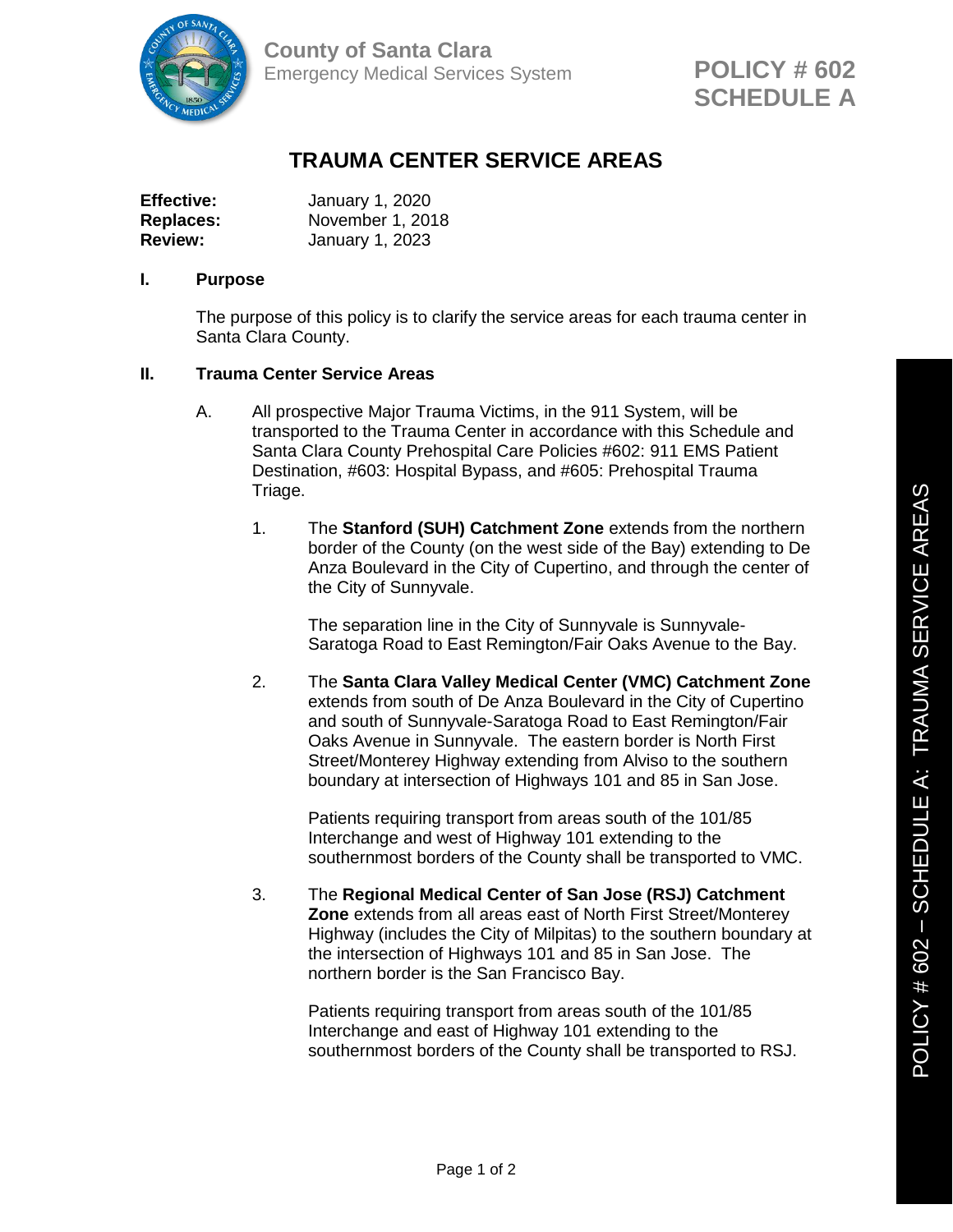County of Santa Clara
Emergency Medical Services System

**POLICY # 602**
**SCHEDULE A**

# TRAUMA CENTER SERVICE AREAS

**Effective:** January 1, 2020
**Replaces:** November 1, 2018
**Review:** January 1, 2023

## I. Purpose

The purpose of this policy is to clarify the service areas for each trauma center in Santa Clara County.

## II. Trauma Center Service Areas

A. All prospective Major Trauma Victims, in the 911 System, will be transported to the Trauma Center in accordance with this Schedule and Santa Clara County Prehospital Care Policies #602: 911 EMS Patient Destination, #603: Hospital Bypass, and #605: Prehospital Trauma Triage.

1. The **Stanford (SUH) Catchment Zone** extends from the northern border of the County (on the west side of the Bay) extending to De Anza Boulevard in the City of Cupertino, and through the center of the City of Sunnyvale.

   The separation line in the City of Sunnyvale is Sunnyvale-Saratoga Road to East Remington/Fair Oaks Avenue to the Bay.

2. The **Santa Clara Valley Medical Center (VMC) Catchment Zone** extends from south of De Anza Boulevard in the City of Cupertino and south of Sunnyvale-Saratoga Road to East Remington/Fair Oaks Avenue in Sunnyvale. The eastern border is North First Street/Monterey Highway extending from Alviso to the southern boundary at intersection of Highways 101 and 85 in San Jose.

   Patients requiring transport from areas south of the 101/85 Interchange and west of Highway 101 extending to the southernmost borders of the County shall be transported to VMC.

3. The **Regional Medical Center of San Jose (RSJ) Catchment Zone** extends from all areas east of North First Street/Monterey Highway (includes the City of Milpitas) to the southern boundary at the intersection of Highways 101 and 85 in San Jose. The northern border is the San Francisco Bay.

   Patients requiring transport from areas south of the 101/85 Interchange and east of Highway 101 extending to the southernmost borders of the County shall be transported to RSJ.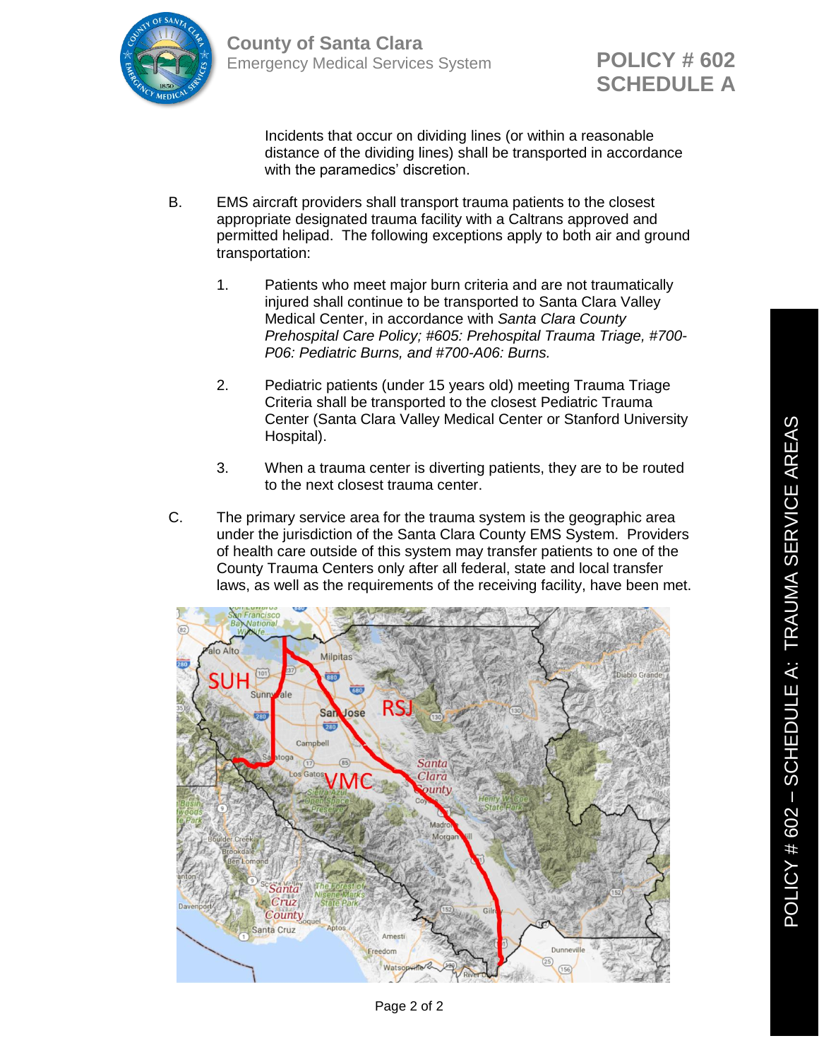Incidents that occur on dividing lines (or within a reasonable distance of the dividing lines) shall be transported in accordance with the paramedics' discretion.

B. EMS aircraft providers shall transport trauma patients to the closest appropriate designated trauma facility with a Caltrans approved and permitted helipad. The following exceptions apply to both air and ground transportation:

1. Patients who meet major burn criteria and are not traumatically injured shall continue to be transported to Santa Clara Valley Medical Center, in accordance with *Santa Clara County Prehospital Care Policy; #605: Prehospital Trauma Triage, #700-P06: Pediatric Burns, and #700-A06: Burns.*

2. Pediatric patients (under 15 years old) meeting Trauma Triage Criteria shall be transported to the closest Pediatric Trauma Center (Santa Clara Valley Medical Center or Stanford University Hospital).

3. When a trauma center is diverting patients, they are to be routed to the next closest trauma center.

C. The primary service area for the trauma system is the geographic area under the jurisdiction of the Santa Clara County EMS System. Providers of health care outside of this system may transfer patients to one of the County Trauma Centers only after all federal, state and local transfer laws, as well as the requirements of the receiving facility, have been met.

SUH

RSJ

VMC